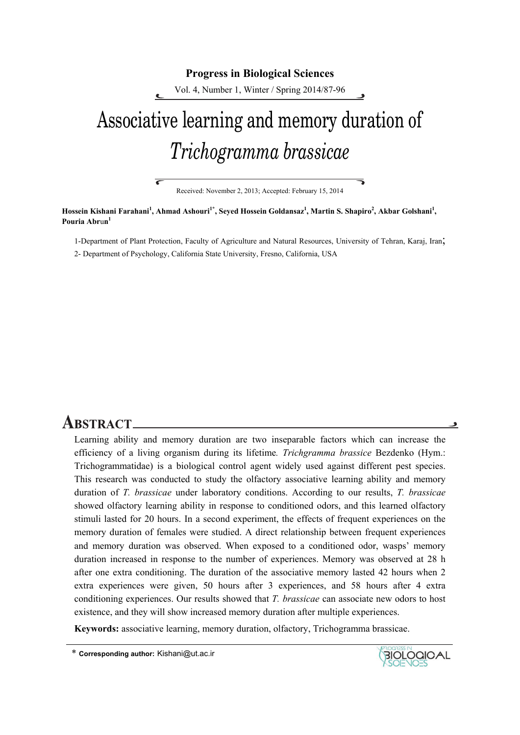# Associative learning and memory duration of *Trichogramma brassicae*

Received: November 2, 2013; Accepted: February 15, 2014

**Hossein Kishani Farahani[1], Ahmad Ashouri[1*], Seyed Hossein Goldansaz[1], Martin S. Shapiro[2], Akbar Golshani[1], Pouria Abrun[1]**

1-Department of Plant Protection, Faculty of Agriculture and Natural Resources, University of Tehran, Karaj, Iran;

2- Department of Psychology, California State University, Fresno, California, USA

## ABSTRACT

Learning ability and memory duration are two inseparable factors which can increase the efficiency of a living organism during its lifetime. *Trichgramma brassice* Bezdenko (Hym.: Trichogrammatidae) is a biological control agent widely used against different pest species. This research was conducted to study the olfactory associative learning ability and memory duration of *T. brassicae* under laboratory conditions. According to our results, *T. brassicae* showed olfactory learning ability in response to conditioned odors, and this learned olfactory stimuli lasted for 20 hours. In a second experiment, the effects of frequent experiences on the memory duration of females were studied. A direct relationship between frequent experiences and memory duration was observed. When exposed to a conditioned odor, wasps' memory duration increased in response to the number of experiences. Memory was observed at 28 h after one extra conditioning. The duration of the associative memory lasted 42 hours when 2 extra experiences were given, 50 hours after 3 experiences, and 58 hours after 4 extra conditioning experiences. Our results showed that *T. brassicae* can associate new odors to host existence, and they will show increased memory duration after multiple experiences.

**Keywords:** associative learning, memory duration, olfactory, Trichogramma brassicae.

* **Corresponding author:** Kishani@ut.ac.ir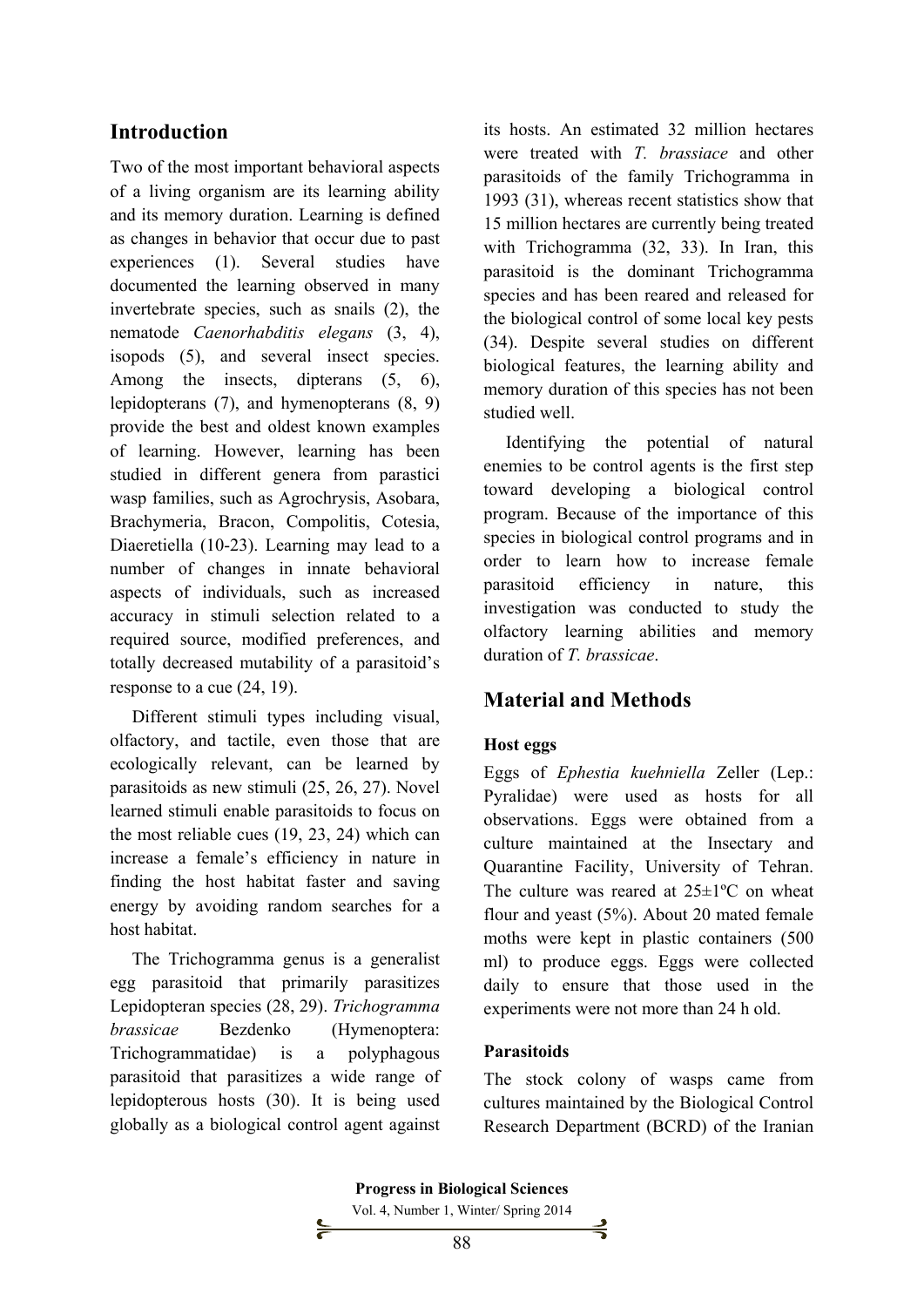## Introduction

Two of the most important behavioral aspects of a living organism are its learning ability and its memory duration. Learning is defined as changes in behavior that occur due to past experiences (1). Several studies have documented the learning observed in many invertebrate species, such as snails (2), the nematode *Caenorhabditis elegans* (3, 4), isopods (5), and several insect species. Among the insects, dipterans (5, 6), lepidopterans (7), and hymenopterans (8, 9) provide the best and oldest known examples of learning. However, learning has been studied in different genera from parastici wasp families, such as Agrochrysis, Asobara, Brachymeria, Bracon, Compolitis, Cotesia, Diaeretiella (10-23). Learning may lead to a number of changes in innate behavioral aspects of individuals, such as increased accuracy in stimuli selection related to a required source, modified preferences, and totally decreased mutability of a parasitoid's response to a cue (24, 19).

Different stimuli types including visual, olfactory, and tactile, even those that are ecologically relevant, can be learned by parasitoids as new stimuli (25, 26, 27). Novel learned stimuli enable parasitoids to focus on the most reliable cues (19, 23, 24) which can increase a female's efficiency in nature in finding the host habitat faster and saving energy by avoiding random searches for a host habitat.

The Trichogramma genus is a generalist egg parasitoid that primarily parasitizes Lepidopteran species (28, 29). *Trichogramma brassicae* Bezdenko (Hymenoptera: Trichogrammatidae) is a polyphagous parasitoid that parasitizes a wide range of lepidopterous hosts (30). It is being used globally as a biological control agent against its hosts. An estimated 32 million hectares were treated with *T. brassiace* and other parasitoids of the family Trichogramma in 1993 (31), whereas recent statistics show that 15 million hectares are currently being treated with Trichogramma (32, 33). In Iran, this parasitoid is the dominant Trichogramma species and has been reared and released for the biological control of some local key pests (34). Despite several studies on different biological features, the learning ability and memory duration of this species has not been studied well.

Identifying the potential of natural enemies to be control agents is the first step toward developing a biological control program. Because of the importance of this species in biological control programs and in order to learn how to increase female parasitoid efficiency in nature, this investigation was conducted to study the olfactory learning abilities and memory duration of *T. brassicae*.

## Material and Methods

### Host eggs

Eggs of *Ephestia kuehniella* Zeller (Lep.: Pyralidae) were used as hosts for all observations. Eggs were obtained from a culture maintained at the Insectary and Quarantine Facility, University of Tehran. The culture was reared at 25±1ºC on wheat flour and yeast (5%). About 20 mated female moths were kept in plastic containers (500 ml) to produce eggs. Eggs were collected daily to ensure that those used in the experiments were not more than 24 h old.

### Parasitoids

The stock colony of wasps came from cultures maintained by the Biological Control Research Department (BCRD) of the Iranian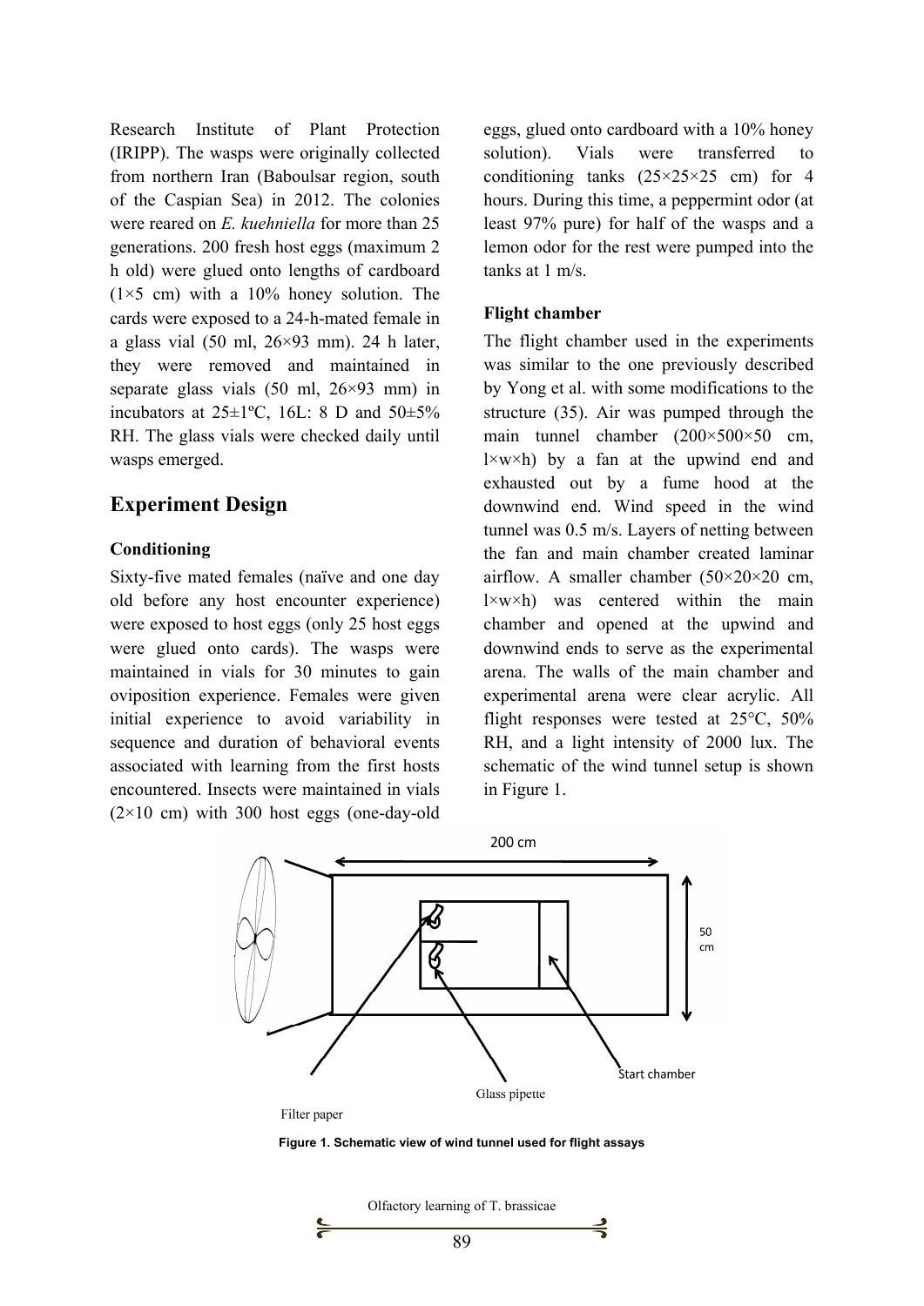Research Institute of Plant Protection (IRIPP). The wasps were originally collected from northern Iran (Baboulsar region, south of the Caspian Sea) in 2012. The colonies were reared on *E. kuehniella* for more than 25 generations. 200 fresh host eggs (maximum 2 h old) were glued onto lengths of cardboard (1×5 cm) with a 10% honey solution. The cards were exposed to a 24-h-mated female in a glass vial (50 ml, 26×93 mm). 24 h later, they were removed and maintained in separate glass vials (50 ml, 26×93 mm) in incubators at 25±1ºC, 16L: 8 D and 50±5% RH. The glass vials were checked daily until wasps emerged.

## Experiment Design

### Conditioning

Sixty-five mated females (naïve and one day old before any host encounter experience) were exposed to host eggs (only 25 host eggs were glued onto cards). The wasps were maintained in vials for 30 minutes to gain oviposition experience. Females were given initial experience to avoid variability in sequence and duration of behavioral events associated with learning from the first hosts encountered. Insects were maintained in vials (2×10 cm) with 300 host eggs (one-day-old eggs, glued onto cardboard with a 10% honey solution). Vials were transferred to conditioning tanks (25×25×25 cm) for 4 hours. During this time, a peppermint odor (at least 97% pure) for half of the wasps and a lemon odor for the rest were pumped into the tanks at 1 m/s.

### Flight chamber

The flight chamber used in the experiments was similar to the one previously described by Yong et al. with some modifications to the structure (35). Air was pumped through the main tunnel chamber (200×500×50 cm, l×w×h) by a fan at the upwind end and exhausted out by a fume hood at the downwind end. Wind speed in the wind tunnel was 0.5 m/s. Layers of netting between the fan and main chamber created laminar airflow. A smaller chamber (50×20×20 cm, l×w×h) was centered within the main chamber and opened at the upwind and downwind ends to serve as the experimental arena. The walls of the main chamber and experimental arena were clear acrylic. All flight responses were tested at 25°C, 50% RH, and a light intensity of 2000 lux. The schematic of the wind tunnel setup is shown in Figure 1.

200 cm

50 cm

Start chamber

Glass pipette

Filter paper

**Figure 1. Schematic view of wind tunnel used for flight assays**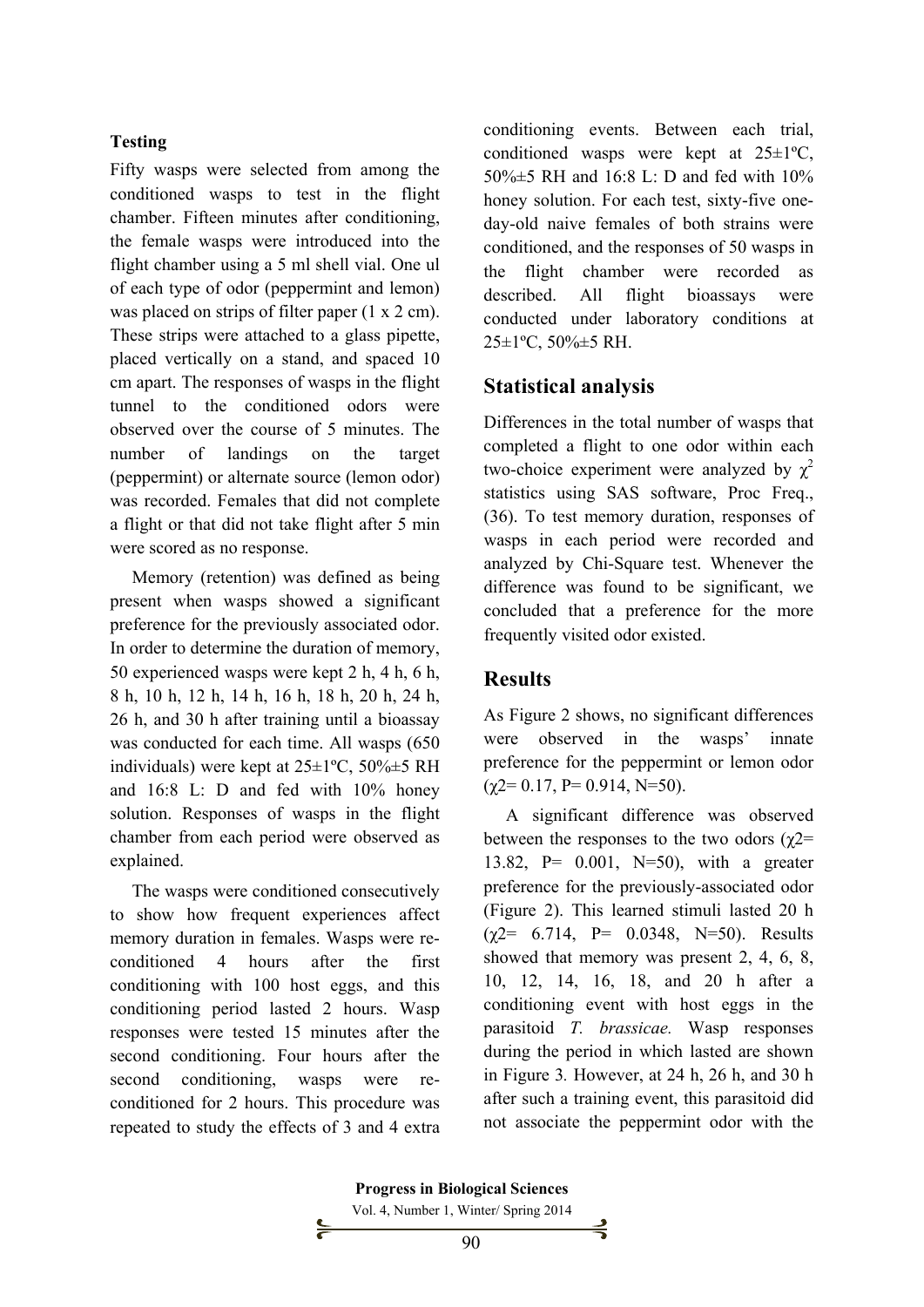**Testing**

Fifty wasps were selected from among the conditioned wasps to test in the flight chamber. Fifteen minutes after conditioning, the female wasps were introduced into the flight chamber using a 5 ml shell vial. One ul of each type of odor (peppermint and lemon) was placed on strips of filter paper (1 x 2 cm). These strips were attached to a glass pipette, placed vertically on a stand, and spaced 10 cm apart. The responses of wasps in the flight tunnel to the conditioned odors were observed over the course of 5 minutes. The number of landings on the target (peppermint) or alternate source (lemon odor) was recorded. Females that did not complete a flight or that did not take flight after 5 min were scored as no response.

Memory (retention) was defined as being present when wasps showed a significant preference for the previously associated odor. In order to determine the duration of memory, 50 experienced wasps were kept 2 h, 4 h, 6 h, 8 h, 10 h, 12 h, 14 h, 16 h, 18 h, 20 h, 24 h, 26 h, and 30 h after training until a bioassay was conducted for each time. All wasps (650 individuals) were kept at 25±1ºC, 50%±5 RH and 16:8 L: D and fed with 10% honey solution. Responses of wasps in the flight chamber from each period were observed as explained.

The wasps were conditioned consecutively to show how frequent experiences affect memory duration in females. Wasps were re-conditioned 4 hours after the first conditioning with 100 host eggs, and this conditioning period lasted 2 hours. Wasp responses were tested 15 minutes after the second conditioning. Four hours after the second conditioning, wasps were re-conditioned for 2 hours. This procedure was repeated to study the effects of 3 and 4 extra conditioning events. Between each trial, conditioned wasps were kept at 25±1ºC, 50%±5 RH and 16:8 L: D and fed with 10% honey solution. For each test, sixty-five one-day-old naive females of both strains were conditioned, and the responses of 50 wasps in the flight chamber were recorded as described. All flight bioassays were conducted under laboratory conditions at 25±1ºC, 50%±5 RH.

## Statistical analysis

Differences in the total number of wasps that completed a flight to one odor within each two-choice experiment were analyzed by $\chi^2$ statistics using SAS software, Proc Freq., (36). To test memory duration, responses of wasps in each period were recorded and analyzed by Chi-Square test. Whenever the difference was found to be significant, we concluded that a preference for the more frequently visited odor existed.

## Results

As Figure 2 shows, no significant differences were observed in the wasps' innate preference for the peppermint or lemon odor ($\chi^2 = 0.17$, $P = 0.914$, $N=50$).

A significant difference was observed between the responses to the two odors ($\chi^2 = 13.82$, $P = 0.001$, $N=50$), with a greater preference for the previously-associated odor (Figure 2). This learned stimuli lasted 20 h ($\chi^2 = 6.714$, $P = 0.0348$, $N=50$). Results showed that memory was present 2, 4, 6, 8, 10, 12, 14, 16, 18, and 20 h after a conditioning event with host eggs in the parasitoid *T. brassicae.* Wasp responses during the period in which lasted are shown in Figure 3*.* However, at 24 h, 26 h, and 30 h after such a training event, this parasitoid did not associate the peppermint odor with the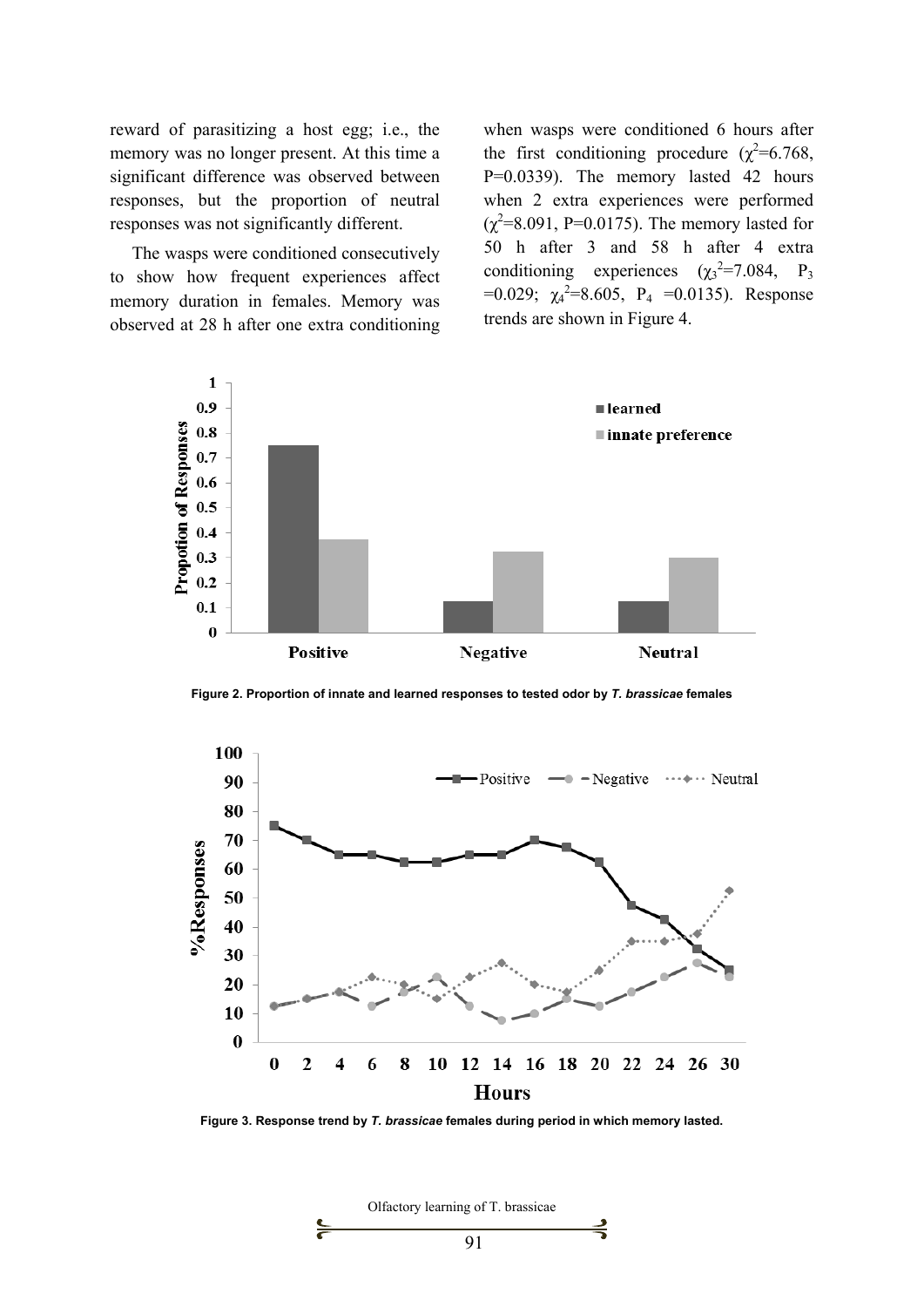reward of parasitizing a host egg; i.e., the memory was no longer present. At this time a significant difference was observed between responses, but the proportion of neutral responses was not significantly different.

The wasps were conditioned consecutively to show how frequent experiences affect memory duration in females. Memory was observed at 28 h after one extra conditioning when wasps were conditioned 6 hours after the first conditioning procedure ($\chi^2$=6.768, P=0.0339). The memory lasted 42 hours when 2 extra experiences were performed ($\chi^2$=8.091, P=0.0175). The memory lasted for 50 h after 3 and 58 h after 4 extra conditioning experiences ($\chi_3^2$=7.084, $P_3$ =0.029; $\chi_4^2$=8.605, $P_4$ =0.0135). Response trends are shown in Figure 4.

**Figure 2. Proportion of innate and learned responses to tested odor by *T. brassicae* females**

**Figure 3. Response trend by *T. brassicae* females during period in which memory lasted.**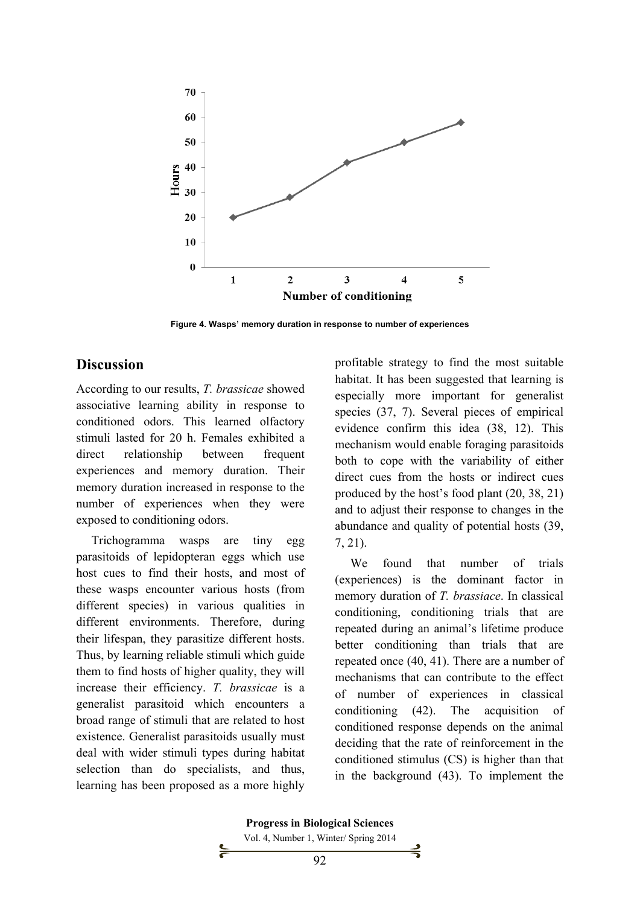Figure 4. Wasps' memory duration in response to number of experiences

## Discussion

According to our results, *T. brassicae* showed associative learning ability in response to conditioned odors. This learned olfactory stimuli lasted for 20 h. Females exhibited a direct relationship between frequent experiences and memory duration. Their memory duration increased in response to the number of experiences when they were exposed to conditioning odors.

Trichogramma wasps are tiny egg parasitoids of lepidopteran eggs which use host cues to find their hosts, and most of these wasps encounter various hosts (from different species) in various qualities in different environments. Therefore, during their lifespan, they parasitize different hosts. Thus, by learning reliable stimuli which guide them to find hosts of higher quality, they will increase their efficiency. *T. brassicae* is a generalist parasitoid which encounters a broad range of stimuli that are related to host existence. Generalist parasitoids usually must deal with wider stimuli types during habitat selection than do specialists, and thus, learning has been proposed as a more highly profitable strategy to find the most suitable habitat. It has been suggested that learning is especially more important for generalist species (37, 7). Several pieces of empirical evidence confirm this idea (38, 12). This mechanism would enable foraging parasitoids both to cope with the variability of either direct cues from the hosts or indirect cues produced by the host's food plant (20, 38, 21) and to adjust their response to changes in the abundance and quality of potential hosts (39, 7, 21).

We found that number of trials (experiences) is the dominant factor in memory duration of *T. brassiace*. In classical conditioning, conditioning trials that are repeated during an animal's lifetime produce better conditioning than trials that are repeated once (40, 41). There are a number of mechanisms that can contribute to the effect of number of experiences in classical conditioning (42). The acquisition of conditioned response depends on the animal deciding that the rate of reinforcement in the conditioned stimulus (CS) is higher than that in the background (43). To implement the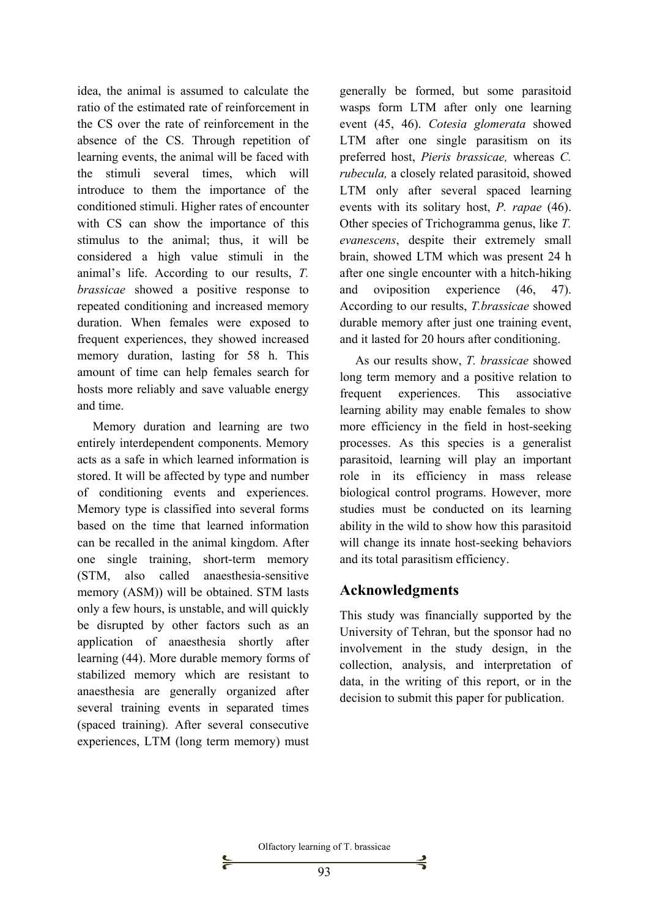idea, the animal is assumed to calculate the ratio of the estimated rate of reinforcement in the CS over the rate of reinforcement in the absence of the CS. Through repetition of learning events, the animal will be faced with the stimuli several times, which will introduce to them the importance of the conditioned stimuli. Higher rates of encounter with CS can show the importance of this stimulus to the animal; thus, it will be considered a high value stimuli in the animal's life. According to our results, *T. brassicae* showed a positive response to repeated conditioning and increased memory duration. When females were exposed to frequent experiences, they showed increased memory duration, lasting for 58 h. This amount of time can help females search for hosts more reliably and save valuable energy and time.

Memory duration and learning are two entirely interdependent components. Memory acts as a safe in which learned information is stored. It will be affected by type and number of conditioning events and experiences. Memory type is classified into several forms based on the time that learned information can be recalled in the animal kingdom. After one single training, short-term memory (STM, also called anaesthesia-sensitive memory (ASM)) will be obtained. STM lasts only a few hours, is unstable, and will quickly be disrupted by other factors such as an application of anaesthesia shortly after learning (44). More durable memory forms of stabilized memory which are resistant to anaesthesia are generally organized after several training events in separated times (spaced training). After several consecutive experiences, LTM (long term memory) must generally be formed, but some parasitoid wasps form LTM after only one learning event (45, 46). *Cotesia glomerata* showed LTM after one single parasitism on its preferred host, *Pieris brassicae,* whereas *C. rubecula,* a closely related parasitoid, showed LTM only after several spaced learning events with its solitary host, *P. rapae* (46). Other species of Trichogramma genus, like *T. evanescens*, despite their extremely small brain, showed LTM which was present 24 h after one single encounter with a hitch-hiking and oviposition experience (46, 47). According to our results, *T.brassicae* showed durable memory after just one training event, and it lasted for 20 hours after conditioning.

As our results show, *T. brassicae* showed long term memory and a positive relation to frequent experiences. This associative learning ability may enable females to show more efficiency in the field in host-seeking processes. As this species is a generalist parasitoid, learning will play an important role in its efficiency in mass release biological control programs. However, more studies must be conducted on its learning ability in the wild to show how this parasitoid will change its innate host-seeking behaviors and its total parasitism efficiency.

## Acknowledgments

This study was financially supported by the University of Tehran, but the sponsor had no involvement in the study design, in the collection, analysis, and interpretation of data, in the writing of this report, or in the decision to submit this paper for publication.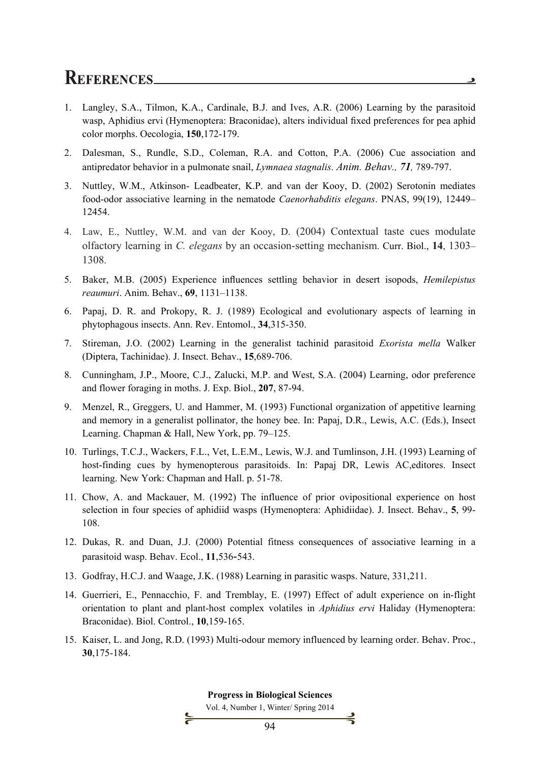# References

1. Langley, S.A., Tilmon, K.A., Cardinale, B.J. and Ives, A.R. (2006) Learning by the parasitoid wasp, Aphidius ervi (Hymenoptera: Braconidae), alters individual fixed preferences for pea aphid color morphs. Oecologia, **150**,172-179.
2. Dalesman, S., Rundle, S.D., Coleman, R.A. and Cotton, P.A. (2006) Cue association and antipredator behavior in a pulmonate snail, *Lymnaea stagnalis*. *Anim. Behav., **71**,* 789-797.
3. Nuttley, W.M., Atkinson- Leadbeater, K.P. and van der Kooy, D. (2002) Serotonin mediates food-odor associative learning in the nematode *Caenorhabditis elegans*. PNAS, 99(19), 12449–12454.
4. Law, E., Nuttley, W.M. and van der Kooy, D. (2004) Contextual taste cues modulate olfactory learning in *C. elegans* by an occasion-setting mechanism. Curr. Biol., **14**, 1303–1308.
5. Baker, M.B. (2005) Experience influences settling behavior in desert isopods, *Hemilepistus reaumuri*. Anim. Behav., **69**, 1131–1138.
6. Papaj, D. R. and Prokopy, R. J. (1989) Ecological and evolutionary aspects of learning in phytophagous insects. Ann. Rev. Entomol., **34**,315-350.
7. Stireman, J.O. (2002) Learning in the generalist tachinid parasitoid *Exorista mella* Walker (Diptera, Tachinidae). J. Insect. Behav., **15**,689-706.
8. Cunningham, J.P., Moore, C.J., Zalucki, M.P. and West, S.A. (2004) Learning, odor preference and flower foraging in moths. J. Exp. Biol., **207**, 87-94.
9. Menzel, R., Greggers, U. and Hammer, M. (1993) Functional organization of appetitive learning and memory in a generalist pollinator, the honey bee. In: Papaj, D.R., Lewis, A.C. (Eds.), Insect Learning. Chapman & Hall, New York, pp. 79–125.
10. Turlings, T.C.J., Wackers, F.L., Vet, L.E.M., Lewis, W.J. and Tumlinson, J.H. (1993) Learning of host-finding cues by hymenopterous parasitoids. In: Papaj DR, Lewis AC,editores. Insect learning. New York: Chapman and Hall. p. 51-78.
11. Chow, A. and Mackauer, M. (1992) The influence of prior ovipositional experience on host selection in four species of aphidiid wasps (Hymenoptera: Aphidiidae). J. Insect. Behav., **5**, 99-108.
12. Dukas, R. and Duan, J.J. (2000) Potential fitness consequences of associative learning in a parasitoid wasp. Behav. Ecol., **11**,536-543.
13. Godfray, H.C.J. and Waage, J.K. (1988) Learning in parasitic wasps. Nature, 331,211.
14. Guerrieri, E., Pennacchio, F. and Tremblay, E. (1997) Effect of adult experience on in-flight orientation to plant and plant-host complex volatiles in *Aphidius ervi* Haliday (Hymenoptera: Braconidae). Biol. Control., **10**,159-165.
15. Kaiser, L. and Jong, R.D. (1993) Multi-odour memory influenced by learning order. Behav. Proc., **30**,175-184.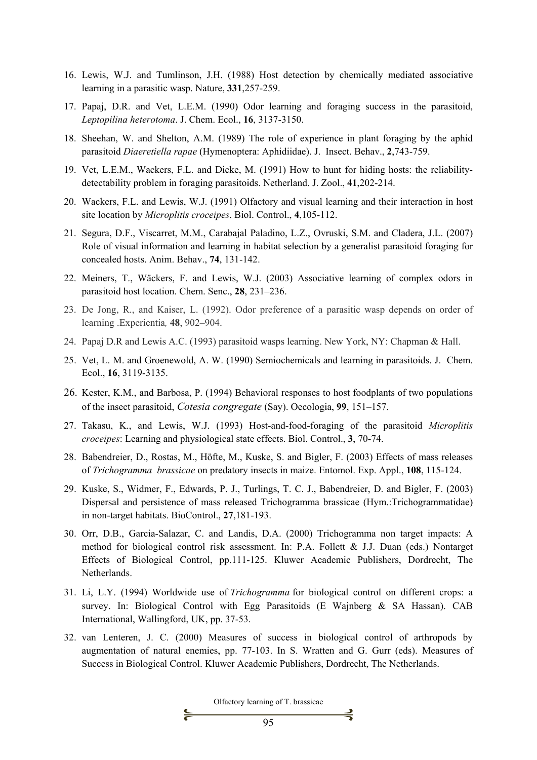16. Lewis, W.J. and Tumlinson, J.H. (1988) Host detection by chemically mediated associative learning in a parasitic wasp. Nature, **331**,257-259.
17. Papaj, D.R. and Vet, L.E.M. (1990) Odor learning and foraging success in the parasitoid, *Leptopilina heterotoma*. J. Chem. Ecol., **16**, 3137-3150.
18. Sheehan, W. and Shelton, A.M. (1989) The role of experience in plant foraging by the aphid parasitoid *Diaeretiella rapae* (Hymenoptera: Aphidiidae). J. Insect. Behav., **2**,743-759.
19. Vet, L.E.M., Wackers, F.L. and Dicke, M. (1991) How to hunt for hiding hosts: the reliability-detectability problem in foraging parasitoids. Netherland. J. Zool., **41**,202-214.
20. Wackers, F.L. and Lewis, W.J. (1991) Olfactory and visual learning and their interaction in host site location by *Microplitis croceipes*. Biol. Control., **4**,105-112.
21. Segura, D.F., Viscarret, M.M., Carabajal Paladino, L.Z., Ovruski, S.M. and Cladera, J.L. (2007) Role of visual information and learning in habitat selection by a generalist parasitoid foraging for concealed hosts. Anim. Behav., **74**, 131-142.
22. Meiners, T., Wäckers, F. and Lewis, W.J. (2003) Associative learning of complex odors in parasitoid host location. Chem. Senc., **28**, 231–236.
23. De Jong, R., and Kaiser, L. (1992). Odor preference of a parasitic wasp depends on order of learning .Experientia*,* **48**, 902–904.
24. Papaj D.R and Lewis A.C. (1993) parasitoid wasps learning. New York, NY: Chapman & Hall.
25. Vet, L. M. and Groenewold, A. W. (1990) Semiochemicals and learning in parasitoids. J. Chem. Ecol., **16**, 3119-3135.
26. Kester, K.M., and Barbosa, P. (1994) Behavioral responses to host foodplants of two populations of the insect parasitoid, *Cotesia congregate* (Say). Oecologia, **99**, 151–157.
27. Takasu, K., and Lewis, W.J. (1993) Host-and-food-foraging of the parasitoid *Microplitis croceipes*: Learning and physiological state effects. Biol. Control., **3**, 70-74.
28. Babendreier, D., Rostas, M., Höfte, M., Kuske, S. and Bigler, F. (2003) Effects of mass releases of *Trichogramma brassicae* on predatory insects in maize. Entomol. Exp. Appl., **108**, 115-124.
29. Kuske, S., Widmer, F., Edwards, P. J., Turlings, T. C. J., Babendreier, D. and Bigler, F. (2003) Dispersal and persistence of mass released Trichogramma brassicae (Hym.:Trichogrammatidae) in non-target habitats. BioControl., **27**,181-193.
30. Orr, D.B., Garcia-Salazar, C. and Landis, D.A. (2000) Trichogramma non target impacts: A method for biological control risk assessment. In: P.A. Follett & J.J. Duan (eds.) Nontarget Effects of Biological Control, pp.111-125. Kluwer Academic Publishers, Dordrecht, The Netherlands.
31. Li, L.Y. (1994) Worldwide use of *Trichogramma* for biological control on different crops: a survey. In: Biological Control with Egg Parasitoids (E Wajnberg & SA Hassan). CAB International, Wallingford, UK, pp. 37-53.
32. van Lenteren, J. C. (2000) Measures of success in biological control of arthropods by augmentation of natural enemies, pp. 77-103. In S. Wratten and G. Gurr (eds). Measures of Success in Biological Control. Kluwer Academic Publishers, Dordrecht, The Netherlands.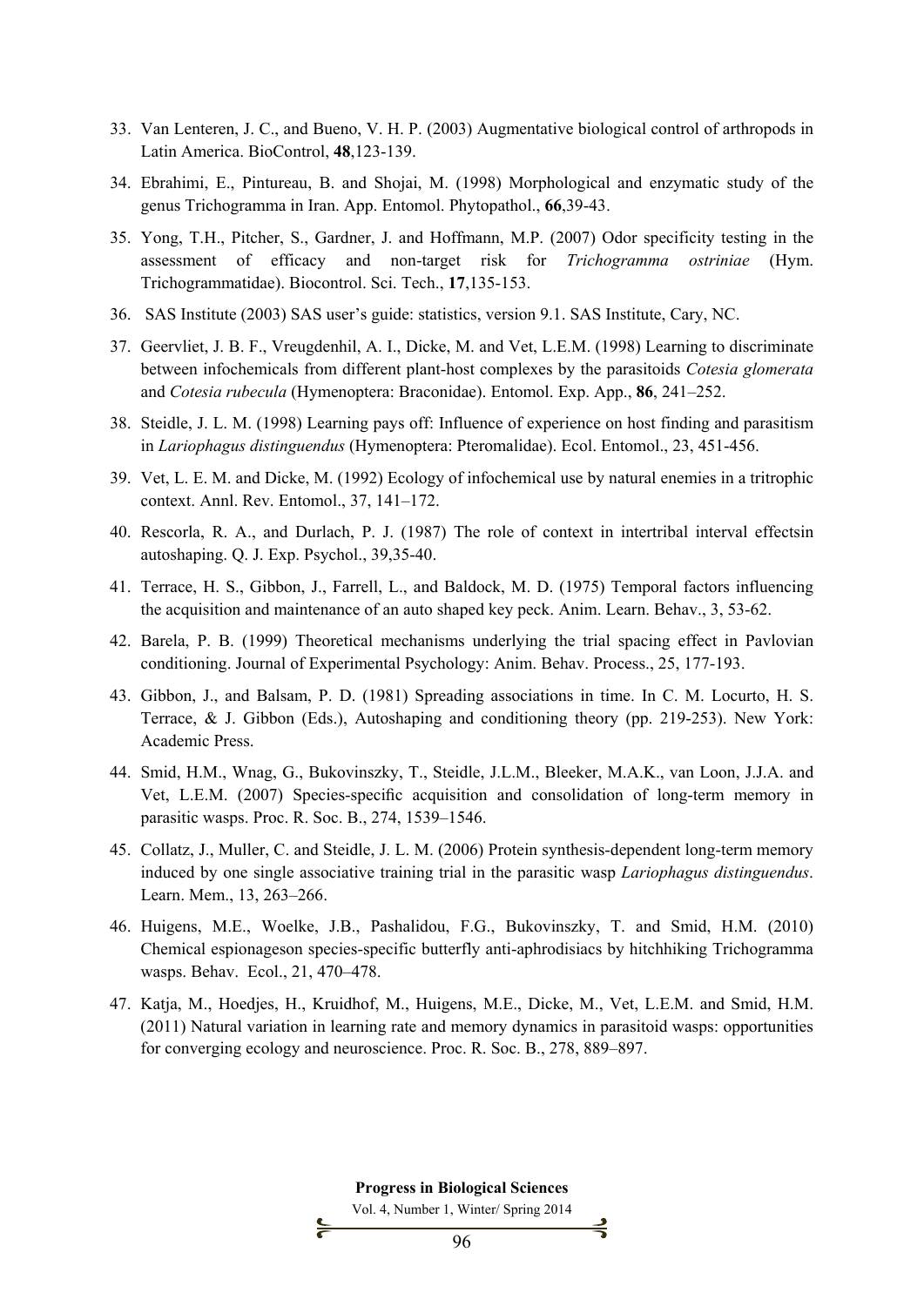33. Van Lenteren, J. C., and Bueno, V. H. P. (2003) Augmentative biological control of arthropods in Latin America. BioControl, **48**,123-139.

34. Ebrahimi, E., Pintureau, B. and Shojai, M. (1998) Morphological and enzymatic study of the genus Trichogramma in Iran. App. Entomol. Phytopathol., **66**,39-43.

35. Yong, T.H., Pitcher, S., Gardner, J. and Hoffmann, M.P. (2007) Odor specificity testing in the assessment of efficacy and non-target risk for *Trichogramma ostriniae* (Hym. Trichogrammatidae). Biocontrol. Sci. Tech., **17**,135-153.

36. SAS Institute (2003) SAS user's guide: statistics, version 9.1. SAS Institute, Cary, NC.

37. Geervliet, J. B. F., Vreugdenhil, A. I., Dicke, M. and Vet, L.E.M. (1998) Learning to discriminate between infochemicals from different plant-host complexes by the parasitoids *Cotesia glomerata* and *Cotesia rubecula* (Hymenoptera: Braconidae). Entomol. Exp. App., **86**, 241–252.

38. Steidle, J. L. M. (1998) Learning pays off: Influence of experience on host finding and parasitism in *Lariophagus distinguendus* (Hymenoptera: Pteromalidae). Ecol. Entomol., 23, 451-456.

39. Vet, L. E. M. and Dicke, M. (1992) Ecology of infochemical use by natural enemies in a tritrophic context. Annl. Rev. Entomol., 37, 141–172.

40. Rescorla, R. A., and Durlach, P. J. (1987) The role of context in intertribal interval effectsin autoshaping. Q. J. Exp. Psychol., 39,35-40.

41. Terrace, H. S., Gibbon, J., Farrell, L., and Baldock, M. D. (1975) Temporal factors influencing the acquisition and maintenance of an auto shaped key peck. Anim. Learn. Behav., 3, 53-62.

42. Barela, P. B. (1999) Theoretical mechanisms underlying the trial spacing effect in Pavlovian conditioning. Journal of Experimental Psychology: Anim. Behav. Process., 25, 177-193.

43. Gibbon, J., and Balsam, P. D. (1981) Spreading associations in time. In C. M. Locurto, H. S. Terrace, & J. Gibbon (Eds.), Autoshaping and conditioning theory (pp. 219-253). New York: Academic Press.

44. Smid, H.M., Wnag, G., Bukovinszky, T., Steidle, J.L.M., Bleeker, M.A.K., van Loon, J.J.A. and Vet, L.E.M. (2007) Species-specific acquisition and consolidation of long-term memory in parasitic wasps. Proc. R. Soc. B., 274, 1539–1546.

45. Collatz, J., Muller, C. and Steidle, J. L. M. (2006) Protein synthesis-dependent long-term memory induced by one single associative training trial in the parasitic wasp *Lariophagus distinguendus*. Learn. Mem., 13, 263–266.

46. Huigens, M.E., Woelke, J.B., Pashalidou, F.G., Bukovinszky, T. and Smid, H.M. (2010) Chemical espionageson species-specific butterfly anti-aphrodisiacs by hitchhiking Trichogramma wasps. Behav. Ecol., 21, 470–478.

47. Katja, M., Hoedjes, H., Kruidhof, M., Huigens, M.E., Dicke, M., Vet, L.E.M. and Smid, H.M. (2011) Natural variation in learning rate and memory dynamics in parasitoid wasps: opportunities for converging ecology and neuroscience. Proc. R. Soc. B., 278, 889–897.